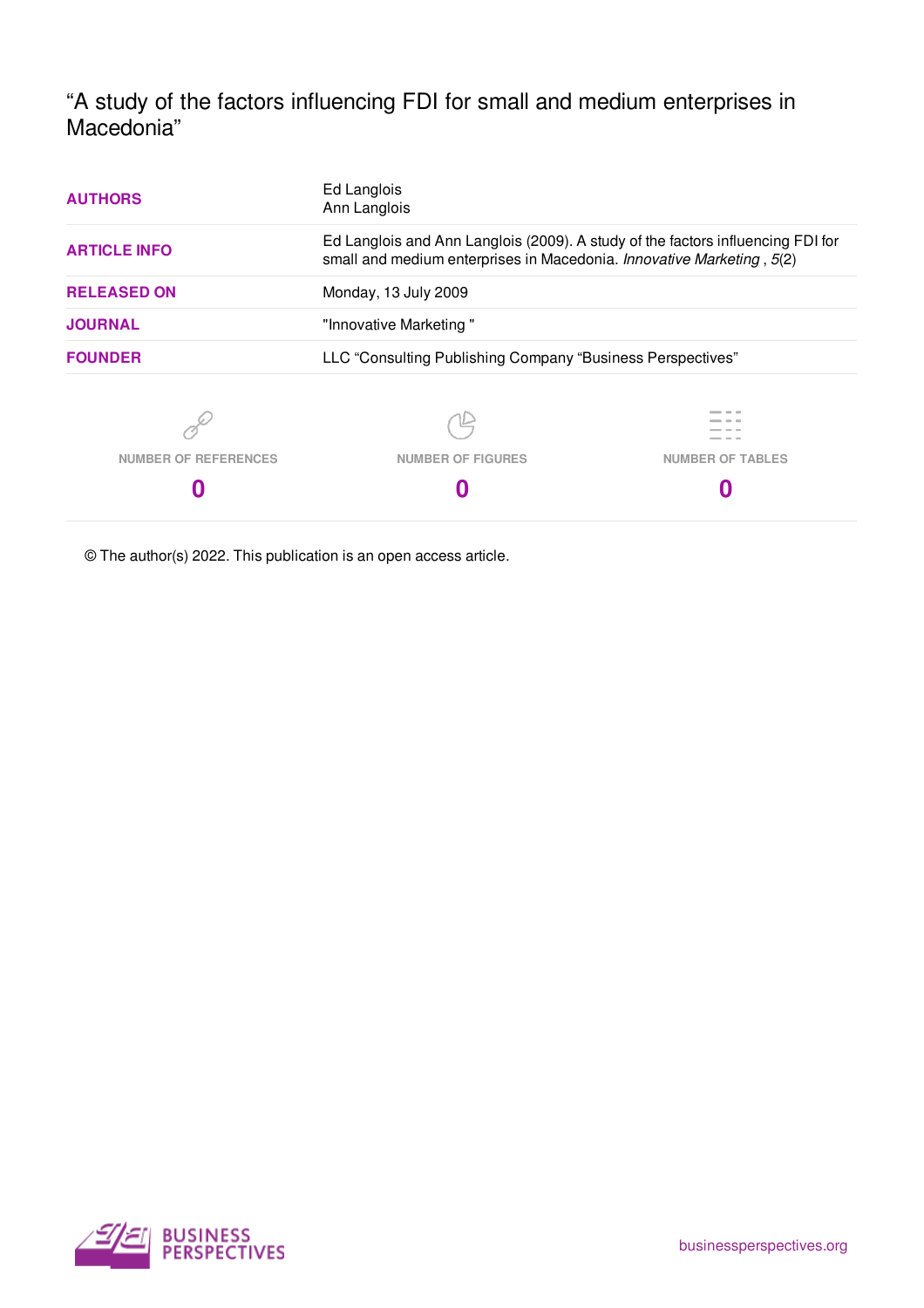# “A study of the factors influencing FDI for small and medium enterprises in Macedonia”

| | |
|---|---|
| **AUTHORS** | Ed Langlois<br>Ann Langlois |
| **ARTICLE INFO** | Ed Langlois and Ann Langlois (2009). A study of the factors influencing FDI for small and medium enterprises in Macedonia. *Innovative Marketing* , *5*(2) |
| **RELEASED ON** | Monday, 13 July 2009 |
| **JOURNAL** | "Innovative Marketing " |
| **FOUNDER** | LLC “Consulting Publishing Company “Business Perspectives” |

| NUMBER OF REFERENCES | NUMBER OF FIGURES | NUMBER OF TABLES |
|---|---|---|
| **0** | **0** | **0** |

© The author(s) 2022. This publication is an open access article.

BUSINESS PERSPECTIVES

businessperspectives.org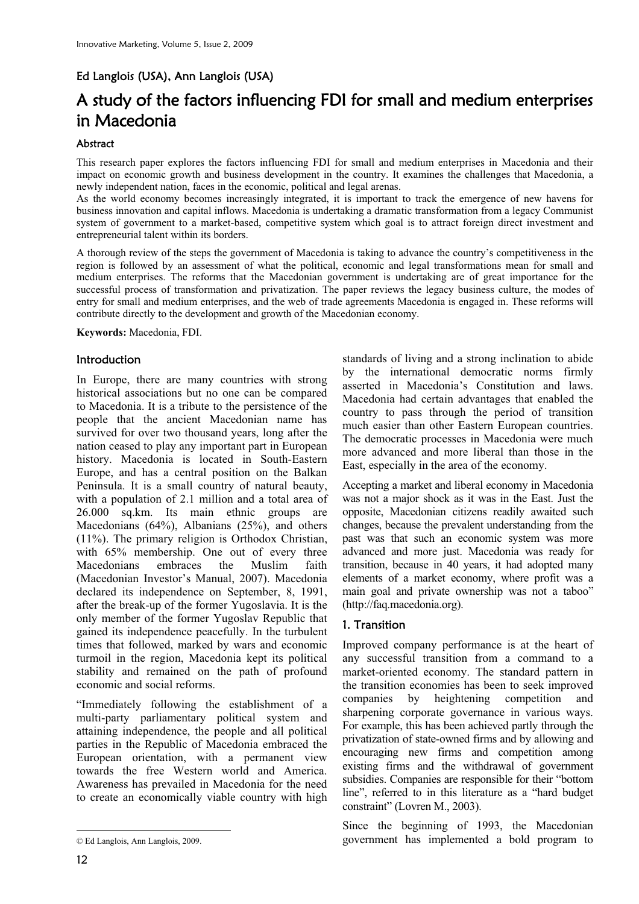Ed Langlois (USA), Ann Langlois (USA)

# A study of the factors influencing FDI for small and medium enterprises in Macedonia

### Abstract

This research paper explores the factors influencing FDI for small and medium enterprises in Macedonia and their impact on economic growth and business development in the country. It examines the challenges that Macedonia, a newly independent nation, faces in the economic, political and legal arenas.

As the world economy becomes increasingly integrated, it is important to track the emergence of new havens for business innovation and capital inflows. Macedonia is undertaking a dramatic transformation from a legacy Communist system of government to a market-based, competitive system which goal is to attract foreign direct investment and entrepreneurial talent within its borders.

A thorough review of the steps the government of Macedonia is taking to advance the country's competitiveness in the region is followed by an assessment of what the political, economic and legal transformations mean for small and medium enterprises. The reforms that the Macedonian government is undertaking are of great importance for the successful process of transformation and privatization. The paper reviews the legacy business culture, the modes of entry for small and medium enterprises, and the web of trade agreements Macedonia is engaged in. These reforms will contribute directly to the development and growth of the Macedonian economy.

**Keywords:** Macedonia, FDI.

## Introduction

In Europe, there are many countries with strong historical associations but no one can be compared to Macedonia. It is a tribute to the persistence of the people that the ancient Macedonian name has survived for over two thousand years, long after the nation ceased to play any important part in European history. Macedonia is located in South-Eastern Europe, and has a central position on the Balkan Peninsula. It is a small country of natural beauty, with a population of 2.1 million and a total area of 26.000 sq.km. Its main ethnic groups are Macedonians (64%), Albanians (25%), and others (11%). The primary religion is Orthodox Christian, with 65% membership. One out of every three Macedonians embraces the Muslim faith (Macedonian Investor's Manual, 2007). Macedonia declared its independence on September, 8, 1991, after the break-up of the former Yugoslavia. It is the only member of the former Yugoslav Republic that gained its independence peacefully. In the turbulent times that followed, marked by wars and economic turmoil in the region, Macedonia kept its political stability and remained on the path of profound economic and social reforms.

"Immediately following the establishment of a multi-party parliamentary political system and attaining independence, the people and all political parties in the Republic of Macedonia embraced the European orientation, with a permanent view towards the free Western world and America. Awareness has prevailed in Macedonia for the need to create an economically viable country with high standards of living and a strong inclination to abide by the international democratic norms firmly asserted in Macedonia's Constitution and laws. Macedonia had certain advantages that enabled the country to pass through the period of transition much easier than other Eastern European countries. The democratic processes in Macedonia were much more advanced and more liberal than those in the East, especially in the area of the economy.

Accepting a market and liberal economy in Macedonia was not a major shock as it was in the East. Just the opposite, Macedonian citizens readily awaited such changes, because the prevalent understanding from the past was that such an economic system was more advanced and more just. Macedonia was ready for transition, because in 40 years, it had adopted many elements of a market economy, where profit was a main goal and private ownership was not a taboo" (http://faq.macedonia.org).

## 1. Transition

Improved company performance is at the heart of any successful transition from a command to a market-oriented economy. The standard pattern in the transition economies has been to seek improved companies by heightening competition and sharpening corporate governance in various ways. For example, this has been achieved partly through the privatization of state-owned firms and by allowing and encouraging new firms and competition among existing firms and the withdrawal of government subsidies. Companies are responsible for their "bottom line", referred to in this literature as a "hard budget constraint" (Lovren M., 2003).

Since the beginning of 1993, the Macedonian government has implemented a bold program to

© Ed Langlois, Ann Langlois, 2009.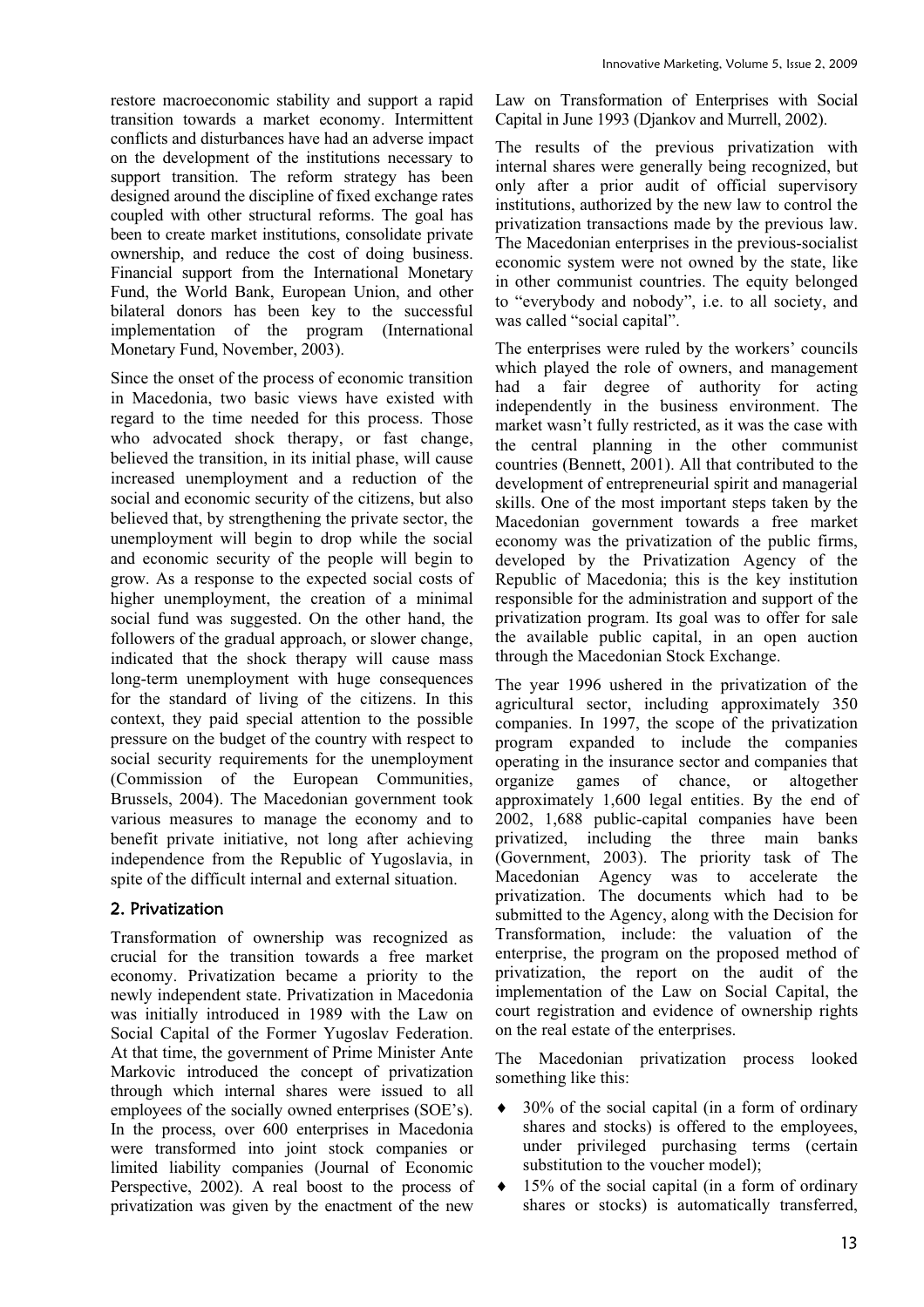restore macroeconomic stability and support a rapid transition towards a market economy. Intermittent conflicts and disturbances have had an adverse impact on the development of the institutions necessary to support transition. The reform strategy has been designed around the discipline of fixed exchange rates coupled with other structural reforms. The goal has been to create market institutions, consolidate private ownership, and reduce the cost of doing business. Financial support from the International Monetary Fund, the World Bank, European Union, and other bilateral donors has been key to the successful implementation of the program (International Monetary Fund, November, 2003).

Since the onset of the process of economic transition in Macedonia, two basic views have existed with regard to the time needed for this process. Those who advocated shock therapy, or fast change, believed the transition, in its initial phase, will cause increased unemployment and a reduction of the social and economic security of the citizens, but also believed that, by strengthening the private sector, the unemployment will begin to drop while the social and economic security of the people will begin to grow. As a response to the expected social costs of higher unemployment, the creation of a minimal social fund was suggested. On the other hand, the followers of the gradual approach, or slower change, indicated that the shock therapy will cause mass long-term unemployment with huge consequences for the standard of living of the citizens. In this context, they paid special attention to the possible pressure on the budget of the country with respect to social security requirements for the unemployment (Commission of the European Communities, Brussels, 2004). The Macedonian government took various measures to manage the economy and to benefit private initiative, not long after achieving independence from the Republic of Yugoslavia, in spite of the difficult internal and external situation.

## 2. Privatization

Transformation of ownership was recognized as crucial for the transition towards a free market economy. Privatization became a priority to the newly independent state. Privatization in Macedonia was initially introduced in 1989 with the Law on Social Capital of the Former Yugoslav Federation. At that time, the government of Prime Minister Ante Markovic introduced the concept of privatization through which internal shares were issued to all employees of the socially owned enterprises (SOE's). In the process, over 600 enterprises in Macedonia were transformed into joint stock companies or limited liability companies (Journal of Economic Perspective, 2002). A real boost to the process of privatization was given by the enactment of the new Law on Transformation of Enterprises with Social Capital in June 1993 (Djankov and Murrell, 2002).

The results of the previous privatization with internal shares were generally being recognized, but only after a prior audit of official supervisory institutions, authorized by the new law to control the privatization transactions made by the previous law. The Macedonian enterprises in the previous-socialist economic system were not owned by the state, like in other communist countries. The equity belonged to "everybody and nobody", i.e. to all society, and was called "social capital".

The enterprises were ruled by the workers' councils which played the role of owners, and management had a fair degree of authority for acting independently in the business environment. The market wasn't fully restricted, as it was the case with the central planning in the other communist countries (Bennett, 2001). All that contributed to the development of entrepreneurial spirit and managerial skills. One of the most important steps taken by the Macedonian government towards a free market economy was the privatization of the public firms, developed by the Privatization Agency of the Republic of Macedonia; this is the key institution responsible for the administration and support of the privatization program. Its goal was to offer for sale the available public capital, in an open auction through the Macedonian Stock Exchange.

The year 1996 ushered in the privatization of the agricultural sector, including approximately 350 companies. In 1997, the scope of the privatization program expanded to include the companies operating in the insurance sector and companies that organize games of chance, or altogether approximately 1,600 legal entities. By the end of 2002, 1,688 public-capital companies have been privatized, including the three main banks (Government, 2003). The priority task of The Macedonian Agency was to accelerate the privatization. The documents which had to be submitted to the Agency, along with the Decision for Transformation, include: the valuation of the enterprise, the program on the proposed method of privatization, the report on the audit of the implementation of the Law on Social Capital, the court registration and evidence of ownership rights on the real estate of the enterprises.

The Macedonian privatization process looked something like this:

- 30% of the social capital (in a form of ordinary shares and stocks) is offered to the employees, under privileged purchasing terms (certain substitution to the voucher model);
- 15% of the social capital (in a form of ordinary shares or stocks) is automatically transferred,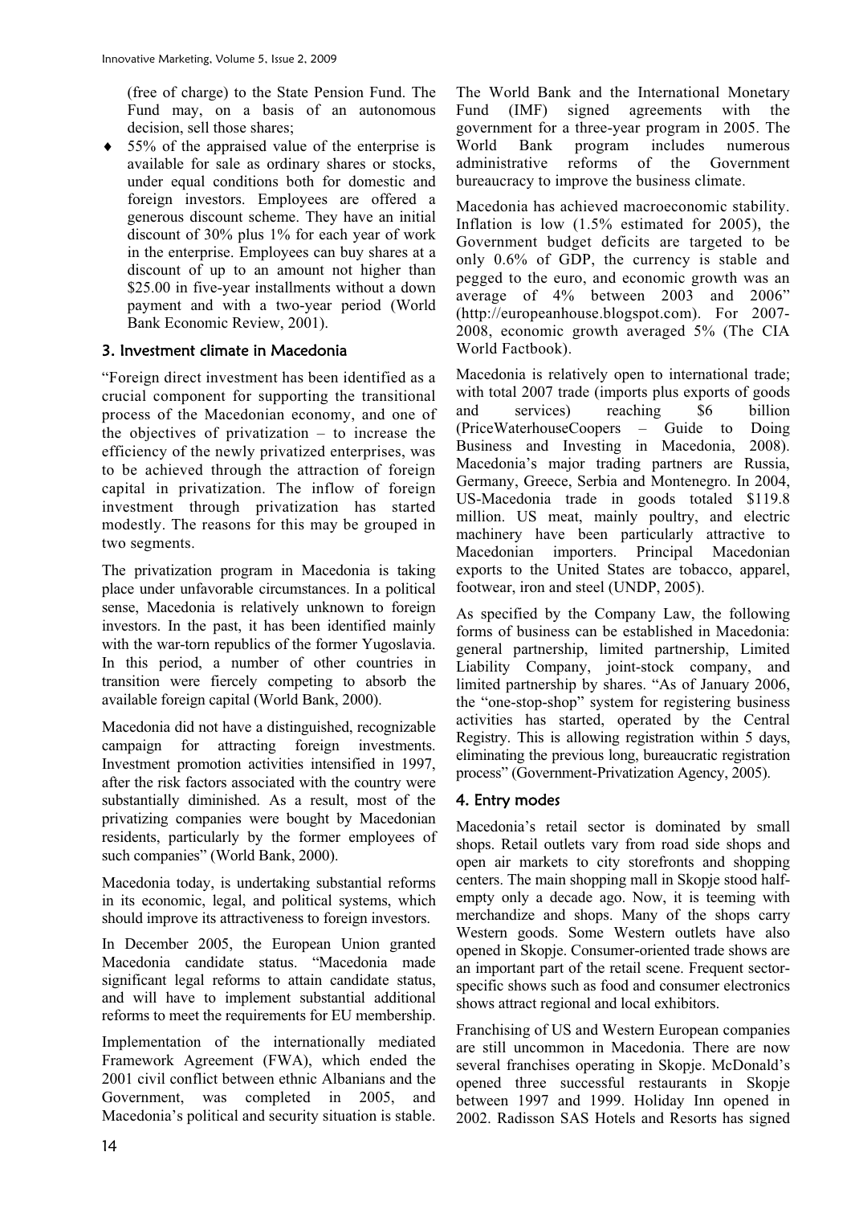(free of charge) to the State Pension Fund. The Fund may, on a basis of an autonomous decision, sell those shares;

- 55% of the appraised value of the enterprise is available for sale as ordinary shares or stocks, under equal conditions both for domestic and foreign investors. Employees are offered a generous discount scheme. They have an initial discount of 30% plus 1% for each year of work in the enterprise. Employees can buy shares at a discount of up to an amount not higher than $25.00 in five-year installments without a down payment and with a two-year period (World Bank Economic Review, 2001).

## 3. Investment climate in Macedonia

"Foreign direct investment has been identified as a crucial component for supporting the transitional process of the Macedonian economy, and one of the objectives of privatization – to increase the efficiency of the newly privatized enterprises, was to be achieved through the attraction of foreign capital in privatization. The inflow of foreign investment through privatization has started modestly. The reasons for this may be grouped in two segments.

The privatization program in Macedonia is taking place under unfavorable circumstances. In a political sense, Macedonia is relatively unknown to foreign investors. In the past, it has been identified mainly with the war-torn republics of the former Yugoslavia. In this period, a number of other countries in transition were fiercely competing to absorb the available foreign capital (World Bank, 2000).

Macedonia did not have a distinguished, recognizable campaign for attracting foreign investments. Investment promotion activities intensified in 1997, after the risk factors associated with the country were substantially diminished. As a result, most of the privatizing companies were bought by Macedonian residents, particularly by the former employees of such companies" (World Bank, 2000).

Macedonia today, is undertaking substantial reforms in its economic, legal, and political systems, which should improve its attractiveness to foreign investors.

In December 2005, the European Union granted Macedonia candidate status. "Macedonia made significant legal reforms to attain candidate status, and will have to implement substantial additional reforms to meet the requirements for EU membership.

Implementation of the internationally mediated Framework Agreement (FWA), which ended the 2001 civil conflict between ethnic Albanians and the Government, was completed in 2005, and Macedonia's political and security situation is stable.

The World Bank and the International Monetary Fund (IMF) signed agreements with the government for a three-year program in 2005. The World Bank program includes numerous administrative reforms of the Government bureaucracy to improve the business climate.

Macedonia has achieved macroeconomic stability. Inflation is low (1.5% estimated for 2005), the Government budget deficits are targeted to be only 0.6% of GDP, the currency is stable and pegged to the euro, and economic growth was an average of 4% between 2003 and 2006" (http://europeanhouse.blogspot.com). For 2007-2008, economic growth averaged 5% (The CIA World Factbook).

Macedonia is relatively open to international trade; with total 2007 trade (imports plus exports of goods and services) reaching $6 billion (PriceWaterhouseCoopers – Guide to Doing Business and Investing in Macedonia, 2008). Macedonia's major trading partners are Russia, Germany, Greece, Serbia and Montenegro. In 2004, US-Macedonia trade in goods totaled $119.8 million. US meat, mainly poultry, and electric machinery have been particularly attractive to Macedonian importers. Principal Macedonian exports to the United States are tobacco, apparel, footwear, iron and steel (UNDP, 2005).

As specified by the Company Law, the following forms of business can be established in Macedonia: general partnership, limited partnership, Limited Liability Company, joint-stock company, and limited partnership by shares. "As of January 2006, the "one-stop-shop" system for registering business activities has started, operated by the Central Registry. This is allowing registration within 5 days, eliminating the previous long, bureaucratic registration process" (Government-Privatization Agency, 2005).

## 4. Entry modes

Macedonia's retail sector is dominated by small shops. Retail outlets vary from road side shops and open air markets to city storefronts and shopping centers. The main shopping mall in Skopje stood half-empty only a decade ago. Now, it is teeming with merchandize and shops. Many of the shops carry Western goods. Some Western outlets have also opened in Skopje. Consumer-oriented trade shows are an important part of the retail scene. Frequent sector-specific shows such as food and consumer electronics shows attract regional and local exhibitors.

Franchising of US and Western European companies are still uncommon in Macedonia. There are now several franchises operating in Skopje. McDonald's opened three successful restaurants in Skopje between 1997 and 1999. Holiday Inn opened in 2002. Radisson SAS Hotels and Resorts has signed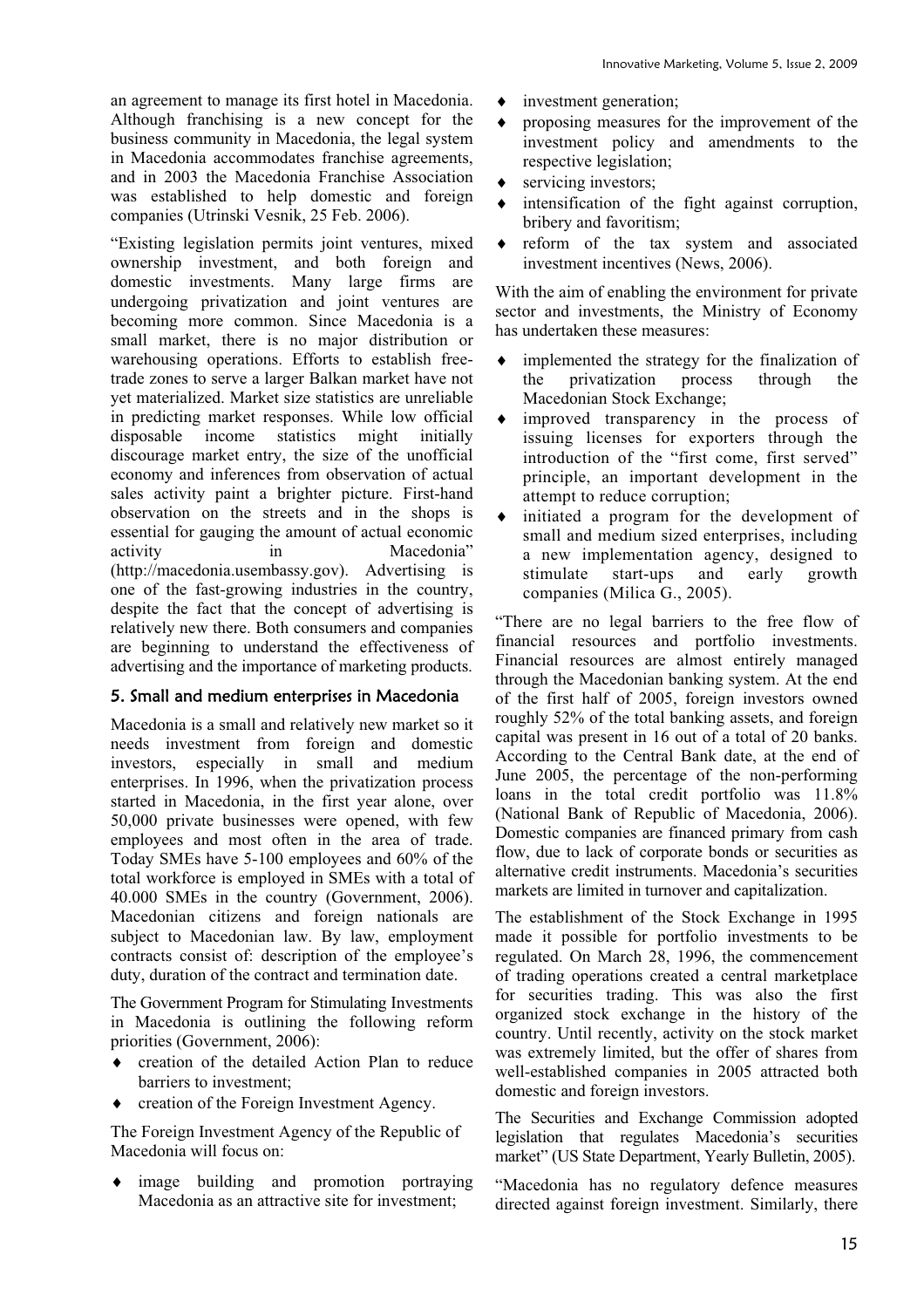an agreement to manage its first hotel in Macedonia. Although franchising is a new concept for the business community in Macedonia, the legal system in Macedonia accommodates franchise agreements, and in 2003 the Macedonia Franchise Association was established to help domestic and foreign companies (Utrinski Vesnik, 25 Feb. 2006).

"Existing legislation permits joint ventures, mixed ownership investment, and both foreign and domestic investments. Many large firms are undergoing privatization and joint ventures are becoming more common. Since Macedonia is a small market, there is no major distribution or warehousing operations. Efforts to establish free-trade zones to serve a larger Balkan market have not yet materialized. Market size statistics are unreliable in predicting market responses. While low official disposable income statistics might initially discourage market entry, the size of the unofficial economy and inferences from observation of actual sales activity paint a brighter picture. First-hand observation on the streets and in the shops is essential for gauging the amount of actual economic activity in Macedonia" (http://macedonia.usembassy.gov). Advertising is one of the fast-growing industries in the country, despite the fact that the concept of advertising is relatively new there. Both consumers and companies are beginning to understand the effectiveness of advertising and the importance of marketing products.

## 5. Small and medium enterprises in Macedonia

Macedonia is a small and relatively new market so it needs investment from foreign and domestic investors, especially in small and medium enterprises. In 1996, when the privatization process started in Macedonia, in the first year alone, over 50,000 private businesses were opened, with few employees and most often in the area of trade. Today SMEs have 5-100 employees and 60% of the total workforce is employed in SMEs with a total of 40.000 SMEs in the country (Government, 2006). Macedonian citizens and foreign nationals are subject to Macedonian law. By law, employment contracts consist of: description of the employee's duty, duration of the contract and termination date.

The Government Program for Stimulating Investments in Macedonia is outlining the following reform priorities (Government, 2006):

- creation of the detailed Action Plan to reduce barriers to investment;
- creation of the Foreign Investment Agency.

The Foreign Investment Agency of the Republic of Macedonia will focus on:

- image building and promotion portraying Macedonia as an attractive site for investment;
- investment generation;
- proposing measures for the improvement of the investment policy and amendments to the respective legislation;
- servicing investors;
- intensification of the fight against corruption, bribery and favoritism;
- reform of the tax system and associated investment incentives (News, 2006).

With the aim of enabling the environment for private sector and investments, the Ministry of Economy has undertaken these measures:

- implemented the strategy for the finalization of the privatization process through the Macedonian Stock Exchange;
- improved transparency in the process of issuing licenses for exporters through the introduction of the "first come, first served" principle, an important development in the attempt to reduce corruption;
- initiated a program for the development of small and medium sized enterprises, including a new implementation agency, designed to stimulate start-ups and early growth companies (Milica G., 2005).

"There are no legal barriers to the free flow of financial resources and portfolio investments. Financial resources are almost entirely managed through the Macedonian banking system. At the end of the first half of 2005, foreign investors owned roughly 52% of the total banking assets, and foreign capital was present in 16 out of a total of 20 banks. According to the Central Bank date, at the end of June 2005, the percentage of the non-performing loans in the total credit portfolio was 11.8% (National Bank of Republic of Macedonia, 2006). Domestic companies are financed primary from cash flow, due to lack of corporate bonds or securities as alternative credit instruments. Macedonia's securities markets are limited in turnover and capitalization.

The establishment of the Stock Exchange in 1995 made it possible for portfolio investments to be regulated. On March 28, 1996, the commencement of trading operations created a central marketplace for securities trading. This was also the first organized stock exchange in the history of the country. Until recently, activity on the stock market was extremely limited, but the offer of shares from well-established companies in 2005 attracted both domestic and foreign investors.

The Securities and Exchange Commission adopted legislation that regulates Macedonia's securities market" (US State Department, Yearly Bulletin, 2005).

"Macedonia has no regulatory defence measures directed against foreign investment. Similarly, there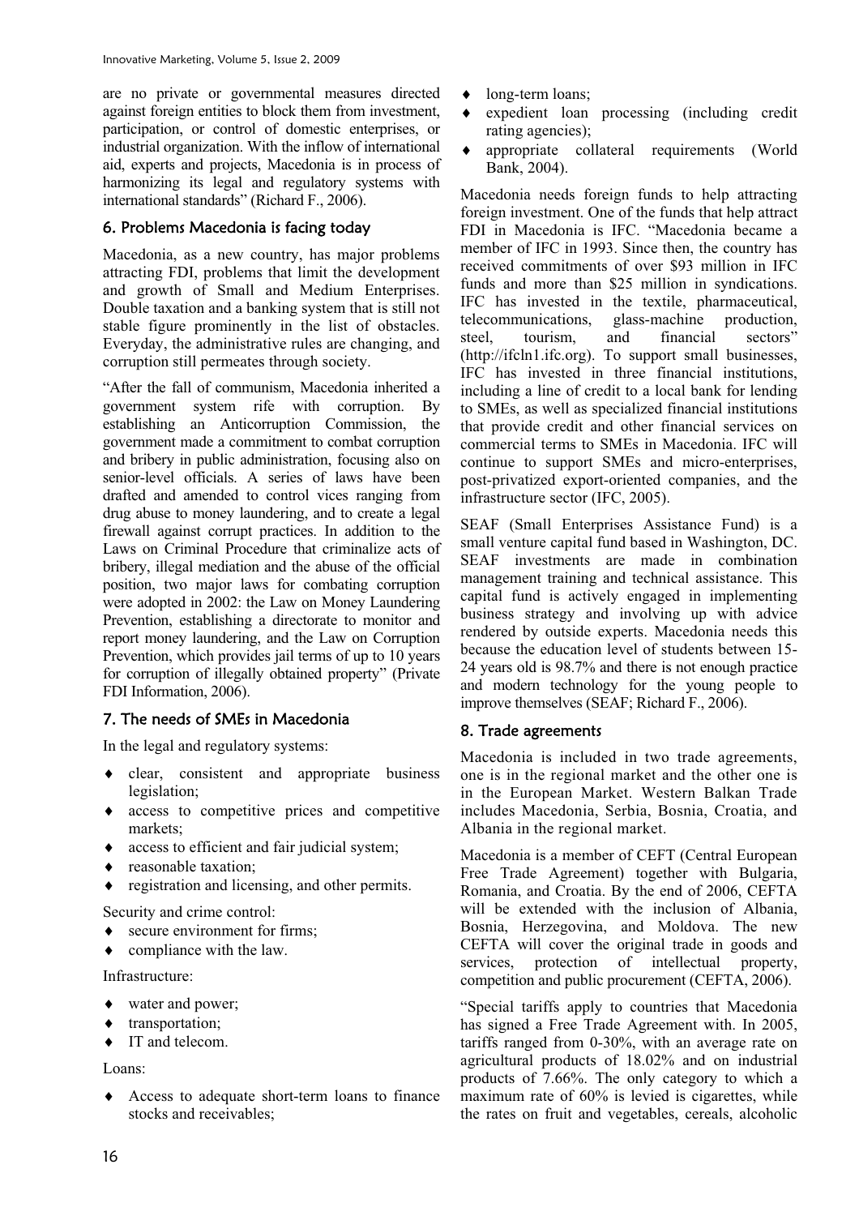are no private or governmental measures directed against foreign entities to block them from investment, participation, or control of domestic enterprises, or industrial organization. With the inflow of international aid, experts and projects, Macedonia is in process of harmonizing its legal and regulatory systems with international standards" (Richard F., 2006).

## 6. Problems Macedonia is facing today

Macedonia, as a new country, has major problems attracting FDI, problems that limit the development and growth of Small and Medium Enterprises. Double taxation and a banking system that is still not stable figure prominently in the list of obstacles. Everyday, the administrative rules are changing, and corruption still permeates through society.

"After the fall of communism, Macedonia inherited a government system rife with corruption. By establishing an Anticorruption Commission, the government made a commitment to combat corruption and bribery in public administration, focusing also on senior-level officials. A series of laws have been drafted and amended to control vices ranging from drug abuse to money laundering, and to create a legal firewall against corrupt practices. In addition to the Laws on Criminal Procedure that criminalize acts of bribery, illegal mediation and the abuse of the official position, two major laws for combating corruption were adopted in 2002: the Law on Money Laundering Prevention, establishing a directorate to monitor and report money laundering, and the Law on Corruption Prevention, which provides jail terms of up to 10 years for corruption of illegally obtained property" (Private FDI Information, 2006).

## 7. The needs of SMEs in Macedonia

In the legal and regulatory systems:

- clear, consistent and appropriate business legislation;
- access to competitive prices and competitive markets;
- access to efficient and fair judicial system;
- reasonable taxation;
- registration and licensing, and other permits.

Security and crime control:

- secure environment for firms;
- compliance with the law.

Infrastructure:

- water and power;
- transportation;
- IT and telecom.

Loans:

- Access to adequate short-term loans to finance stocks and receivables;
- long-term loans;
- expedient loan processing (including credit rating agencies);
- appropriate collateral requirements (World Bank, 2004).

Macedonia needs foreign funds to help attracting foreign investment. One of the funds that help attract FDI in Macedonia is IFC. "Macedonia became a member of IFC in 1993. Since then, the country has received commitments of over $93 million in IFC funds and more than $25 million in syndications. IFC has invested in the textile, pharmaceutical, telecommunications, glass-machine production, steel, tourism, and financial sectors" (http://ifcln1.ifc.org). To support small businesses, IFC has invested in three financial institutions, including a line of credit to a local bank for lending to SMEs, as well as specialized financial institutions that provide credit and other financial services on commercial terms to SMEs in Macedonia. IFC will continue to support SMEs and micro-enterprises, post-privatized export-oriented companies, and the infrastructure sector (IFC, 2005).

SEAF (Small Enterprises Assistance Fund) is a small venture capital fund based in Washington, DC. SEAF investments are made in combination management training and technical assistance. This capital fund is actively engaged in implementing business strategy and involving up with advice rendered by outside experts. Macedonia needs this because the education level of students between 15-24 years old is 98.7% and there is not enough practice and modern technology for the young people to improve themselves (SEAF; Richard F., 2006).

## 8. Trade agreements

Macedonia is included in two trade agreements, one is in the regional market and the other one is in the European Market. Western Balkan Trade includes Macedonia, Serbia, Bosnia, Croatia, and Albania in the regional market.

Macedonia is a member of CEFT (Central European Free Trade Agreement) together with Bulgaria, Romania, and Croatia. By the end of 2006, CEFTA will be extended with the inclusion of Albania, Bosnia, Herzegovina, and Moldova. The new CEFTA will cover the original trade in goods and services, protection of intellectual property, competition and public procurement (CEFTA, 2006).

"Special tariffs apply to countries that Macedonia has signed a Free Trade Agreement with. In 2005, tariffs ranged from 0-30%, with an average rate on agricultural products of 18.02% and on industrial products of 7.66%. The only category to which a maximum rate of 60% is levied is cigarettes, while the rates on fruit and vegetables, cereals, alcoholic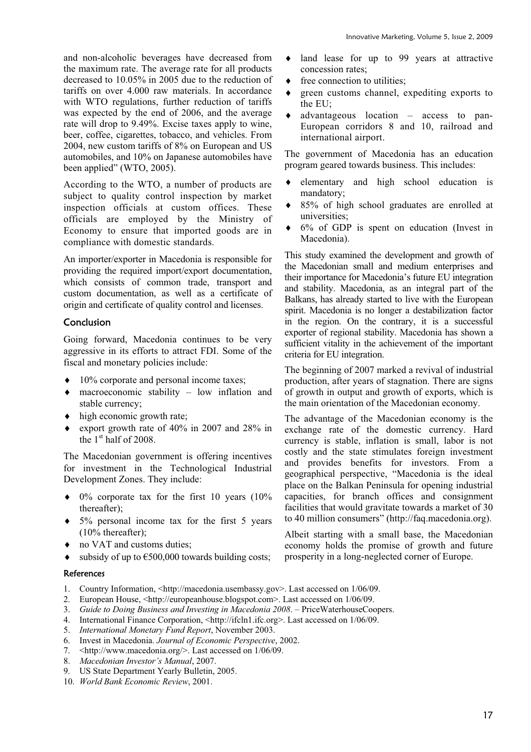and non-alcoholic beverages have decreased from the maximum rate. The average rate for all products decreased to 10.05% in 2005 due to the reduction of tariffs on over 4.000 raw materials. In accordance with WTO regulations, further reduction of tariffs was expected by the end of 2006, and the average rate will drop to 9.49%. Excise taxes apply to wine, beer, coffee, cigarettes, tobacco, and vehicles. From 2004, new custom tariffs of 8% on European and US automobiles, and 10% on Japanese automobiles have been applied" (WTO, 2005).

According to the WTO, a number of products are subject to quality control inspection by market inspection officials at custom offices. These officials are employed by the Ministry of Economy to ensure that imported goods are in compliance with domestic standards.

An importer/exporter in Macedonia is responsible for providing the required import/export documentation, which consists of common trade, transport and custom documentation, as well as a certificate of origin and certificate of quality control and licenses.

## Conclusion

Going forward, Macedonia continues to be very aggressive in its efforts to attract FDI. Some of the fiscal and monetary policies include:

- 10% corporate and personal income taxes;
- macroeconomic stability – low inflation and stable currency;
- high economic growth rate;
- export growth rate of 40% in 2007 and 28% in the 1st half of 2008.

The Macedonian government is offering incentives for investment in the Technological Industrial Development Zones. They include:

- 0% corporate tax for the first 10 years (10% thereafter);
- 5% personal income tax for the first 5 years (10% thereafter);
- no VAT and customs duties;
- subsidy of up to €500,000 towards building costs;
- land lease for up to 99 years at attractive concession rates;
- free connection to utilities;
- green customs channel, expediting exports to the EU;
- advantageous location – access to pan-European corridors 8 and 10, railroad and international airport.

The government of Macedonia has an education program geared towards business. This includes:

- elementary and high school education is mandatory;
- 85% of high school graduates are enrolled at universities;
- 6% of GDP is spent on education (Invest in Macedonia).

This study examined the development and growth of the Macedonian small and medium enterprises and their importance for Macedonia's future EU integration and stability. Macedonia, as an integral part of the Balkans, has already started to live with the European spirit. Macedonia is no longer a destabilization factor in the region. On the contrary, it is a successful exporter of regional stability. Macedonia has shown a sufficient vitality in the achievement of the important criteria for EU integration.

The beginning of 2007 marked a revival of industrial production, after years of stagnation. There are signs of growth in output and growth of exports, which is the main orientation of the Macedonian economy.

The advantage of the Macedonian economy is the exchange rate of the domestic currency. Hard currency is stable, inflation is small, labor is not costly and the state stimulates foreign investment and provides benefits for investors. From a geographical perspective, "Macedonia is the ideal place on the Balkan Peninsula for opening industrial capacities, for branch offices and consignment facilities that would gravitate towards a market of 30 to 40 million consumers" (http://faq.macedonia.org).

Albeit starting with a small base, the Macedonian economy holds the promise of growth and future prosperity in a long-neglected corner of Europe.

### References

1. Country Information, <http://macedonia.usembassy.gov>. Last accessed on 1/06/09.
2. European House, <http://europeanhouse.blogspot.com>. Last accessed on 1/06/09.
3. *Guide to Doing Business and Investing in Macedonia 2008*. – PriceWaterhouseCoopers.
4. International Finance Corporation, <http://ifcln1.ifc.org>. Last accessed on 1/06/09.
5. *International Monetary Fund Report*, November 2003.
6. Invest in Macedonia. *Journal of Economic Perspective*, 2002.
7. <http://www.macedonia.org/>. Last accessed on 1/06/09.
8. *Macedonian Investor's Manual*, 2007.
9. US State Department Yearly Bulletin, 2005.
10. *World Bank Economic Review*, 2001.